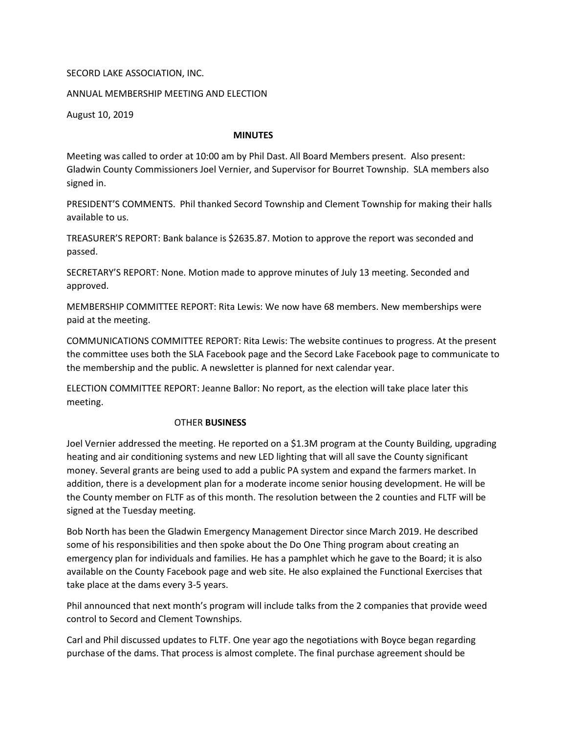SECORD LAKE ASSOCIATION, INC.

ANNUAL MEMBERSHIP MEETING AND ELECTION

August 10, 2019

**MINUTES**

Meeting was called to order at 10:00 am by Phil Dast. All Board Members present. Also present: Gladwin County Commissioners Joel Vernier, and Supervisor for Bourret Township. SLA members also signed in.

PRESIDENT'S COMMENTS. Phil thanked Secord Township and Clement Township for making their halls available to us.

TREASURER'S REPORT: Bank balance is $2635.87. Motion to approve the report was seconded and passed.

SECRETARY'S REPORT: None. Motion made to approve minutes of July 13 meeting. Seconded and approved.

MEMBERSHIP COMMITTEE REPORT: Rita Lewis: We now have 68 members. New memberships were paid at the meeting.

COMMUNICATIONS COMMITTEE REPORT: Rita Lewis: The website continues to progress. At the present the committee uses both the SLA Facebook page and the Secord Lake Facebook page to communicate to the membership and the public. A newsletter is planned for next calendar year.

ELECTION COMMITTEE REPORT: Jeanne Ballor: No report, as the election will take place later this meeting.

OTHER **BUSINESS**

Joel Vernier addressed the meeting. He reported on a $1.3M program at the County Building, upgrading heating and air conditioning systems and new LED lighting that will all save the County significant money. Several grants are being used to add a public PA system and expand the farmers market. In addition, there is a development plan for a moderate income senior housing development. He will be the County member on FLTF as of this month. The resolution between the 2 counties and FLTF will be signed at the Tuesday meeting.

Bob North has been the Gladwin Emergency Management Director since March 2019. He described some of his responsibilities and then spoke about the Do One Thing program about creating an emergency plan for individuals and families. He has a pamphlet which he gave to the Board; it is also available on the County Facebook page and web site. He also explained the Functional Exercises that take place at the dams every 3-5 years.

Phil announced that next month's program will include talks from the 2 companies that provide weed control to Secord and Clement Townships.

Carl and Phil discussed updates to FLTF. One year ago the negotiations with Boyce began regarding purchase of the dams. That process is almost complete. The final purchase agreement should be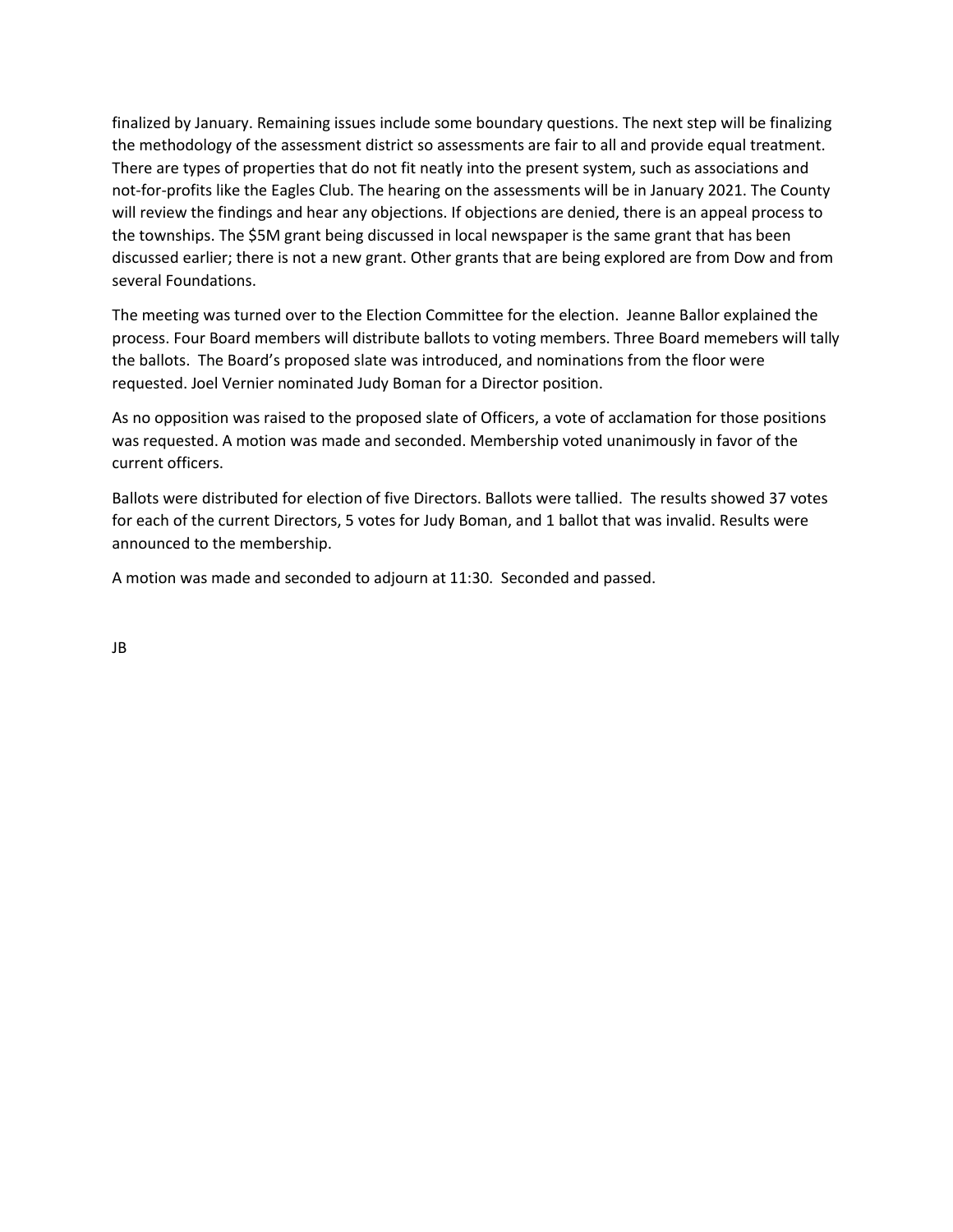finalized by January. Remaining issues include some boundary questions. The next step will be finalizing the methodology of the assessment district so assessments are fair to all and provide equal treatment. There are types of properties that do not fit neatly into the present system, such as associations and not-for-profits like the Eagles Club. The hearing on the assessments will be in January 2021. The County will review the findings and hear any objections. If objections are denied, there is an appeal process to the townships. The $5M grant being discussed in local newspaper is the same grant that has been discussed earlier; there is not a new grant. Other grants that are being explored are from Dow and from several Foundations.

The meeting was turned over to the Election Committee for the election. Jeanne Ballor explained the process. Four Board members will distribute ballots to voting members. Three Board memebers will tally the ballots. The Board's proposed slate was introduced, and nominations from the floor were requested. Joel Vernier nominated Judy Boman for a Director position.

As no opposition was raised to the proposed slate of Officers, a vote of acclamation for those positions was requested. A motion was made and seconded. Membership voted unanimously in favor of the current officers.

Ballots were distributed for election of five Directors. Ballots were tallied. The results showed 37 votes for each of the current Directors, 5 votes for Judy Boman, and 1 ballot that was invalid. Results were announced to the membership.

A motion was made and seconded to adjourn at 11:30. Seconded and passed.

JB